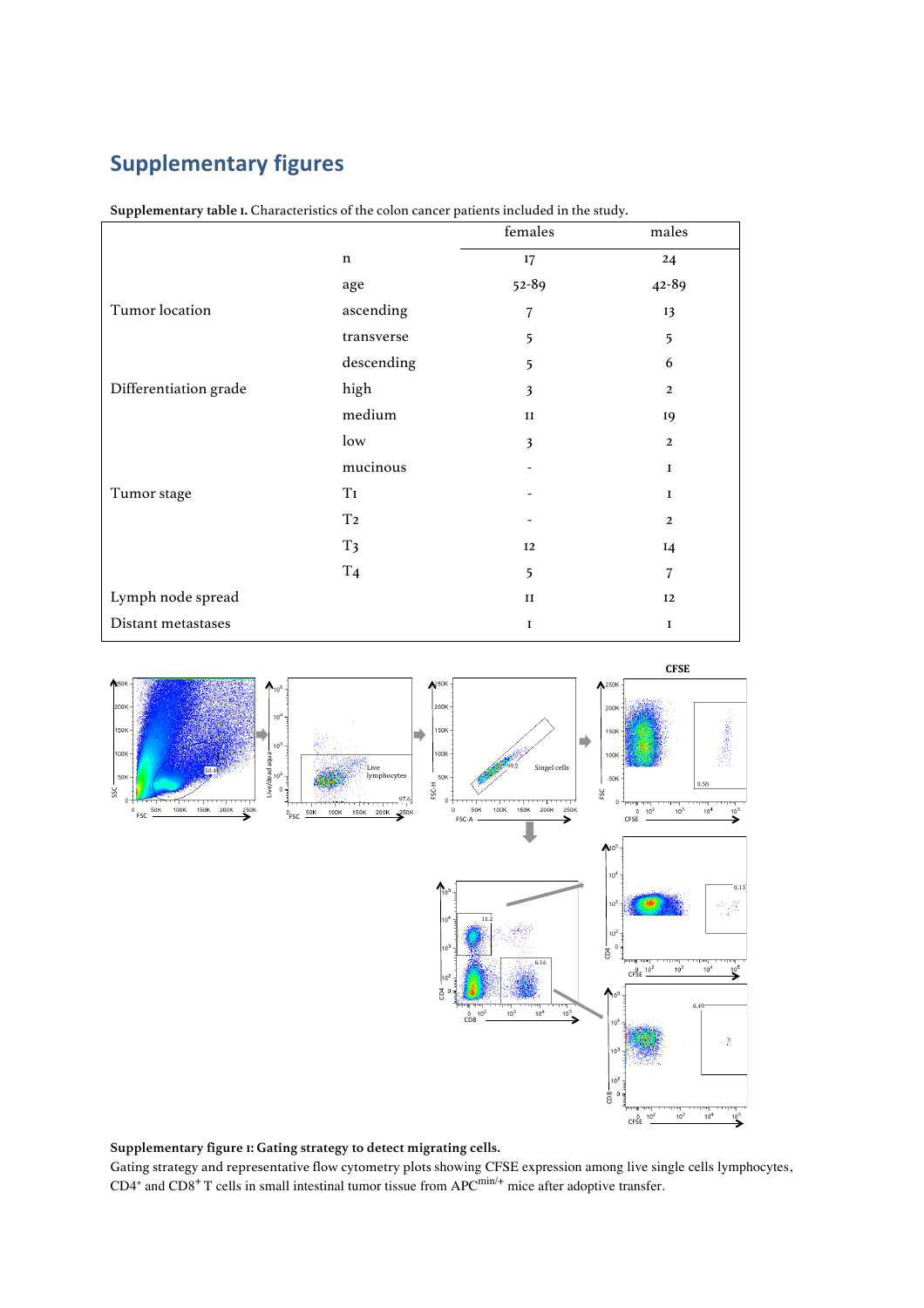# Supplementary figures

**Supplementary table 1.** Characteristics of the colon cancer patients included in the study.

| | | females | males |
|---|---|---|---|
| | n | 17 | 24 |
| | age | 52-89 | 42-89 |
| Tumor location | ascending | 7 | 13 |
| | transverse | 5 | 5 |
| | descending | 5 | 6 |
| Differentiation grade | high | 3 | 2 |
| | medium | 11 | 19 |
| | low | 3 | 2 |
| | mucinous | - | 1 |
| Tumor stage | T1 | - | 1 |
| | T2 | - | 2 |
| | T3 | 12 | 14 |
| | T4 | 5 | 7 |
| Lymph node spread | | 11 | 12 |
| Distant metastases | | 1 | 1 |

**Supplementary figure 1: Gating strategy to detect migrating cells.**
Gating strategy and representative flow cytometry plots showing CFSE expression among live single cells lymphocytes, $CD4^+$ and $CD8^+$ T cells in small intestinal tumor tissue from $APC^{min/+}$ mice after adoptive transfer.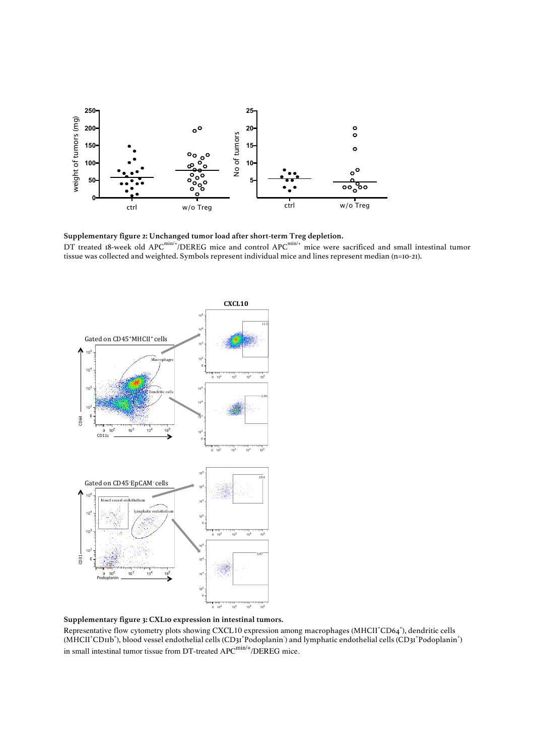**Supplementary figure 2: Unchanged tumor load after short-term Treg depletion.**

DT treated 18-week old $APC^{min/+}$/DEREG mice and control $APC^{min/+}$ mice were sacrificed and small intestinal tumor tissue was collected and weighted. Symbols represent individual mice and lines represent median (n=10-21).

**Supplementary figure 3: CXL10 expression in intestinal tumors.**

Representative flow cytometry plots showing CXCL10 expression among macrophages ($MHCII^{+}CD64^{+}$), dendritic cells ($MHCII^{+}CD11b^{+}$), blood vessel endothelial cells ($CD31^{+}Podoplanin^{-}$) and lymphatic endothelial cells ($CD31^{+}Podoplanin^{+}$) in small intestinal tumor tissue from DT-treated $APC^{min/+}$/DEREG mice.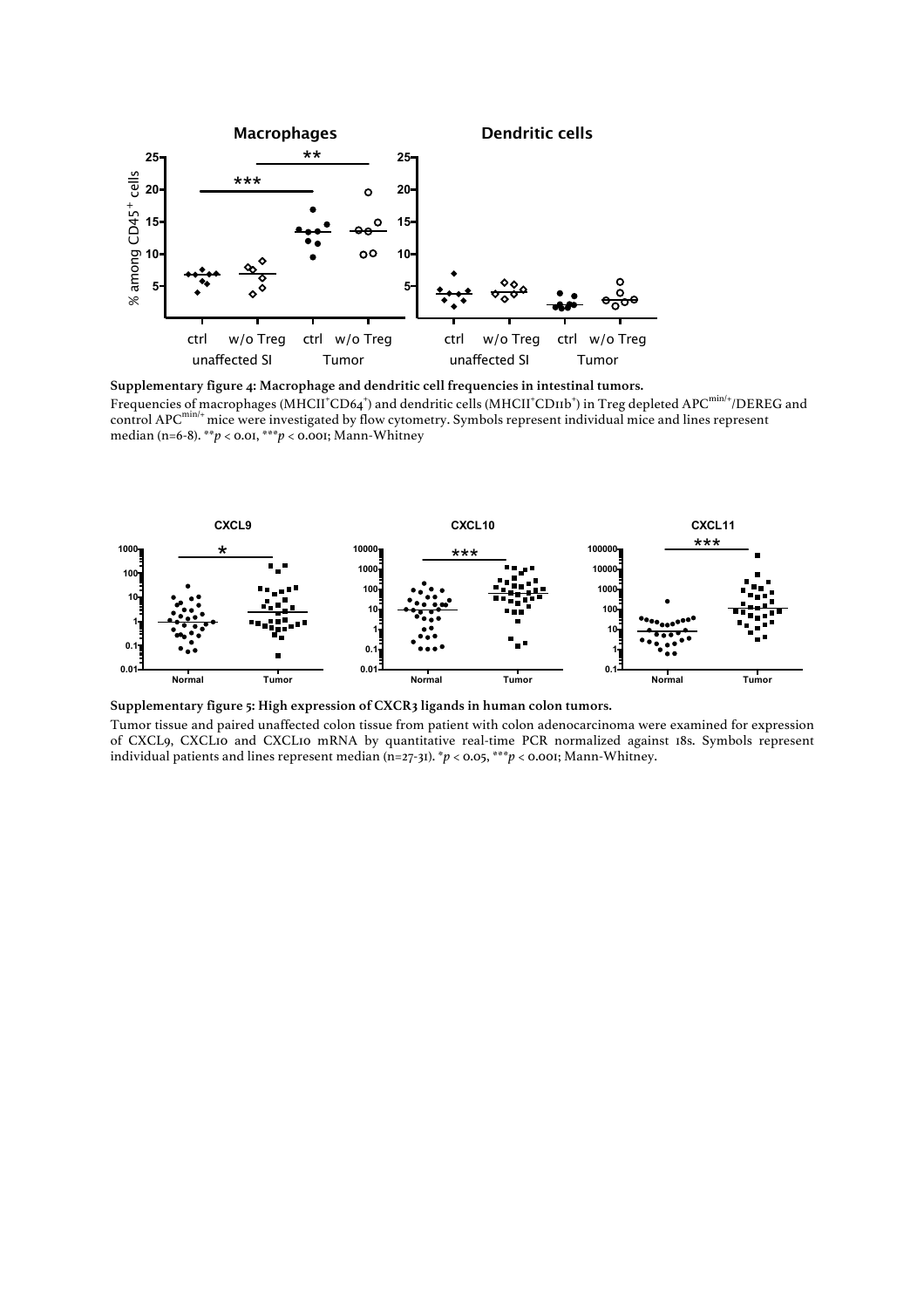Macrophages

Dendritic cells

% among CD45⁺ cells

25
20
15
10
5

***
**

ctrl w/o Treg ctrl w/o Treg
unaffected SI Tumor

ctrl w/o Treg ctrl w/o Treg
unaffected SI Tumor

**Supplementary figure 4: Macrophage and dendritic cell frequencies in intestinal tumors.**

Frequencies of macrophages (MHCII$^+$CD64$^+$) and dendritic cells (MHCII$^+$CD11b$^+$) in Treg depleted APC$^{min/+}$/DEREG and control APC$^{min/+}$ mice were investigated by flow cytometry. Symbols represent individual mice and lines represent median (n=6-8). **$p < 0.01$, ***$p < 0.001$; Mann-Whitney

CXCL9

1000
100
10
1
0.1
0.01

*

Normal Tumor

CXCL10

10000
1000
100
10
1
0.1
0.01

***

Normal Tumor

CXCL11

100000
10000
1000
100
10
1
0.1

***

Normal Tumor

**Supplementary figure 5: High expression of CXCR3 ligands in human colon tumors.**

Tumor tissue and paired unaffected colon tissue from patient with colon adenocarcinoma were examined for expression of CXCL9, CXCL10 and CXCL10 mRNA by quantitative real-time PCR normalized against 18s. Symbols represent individual patients and lines represent median (n=27-31). *$p < 0.05$, ***$p < 0.001$; Mann-Whitney.